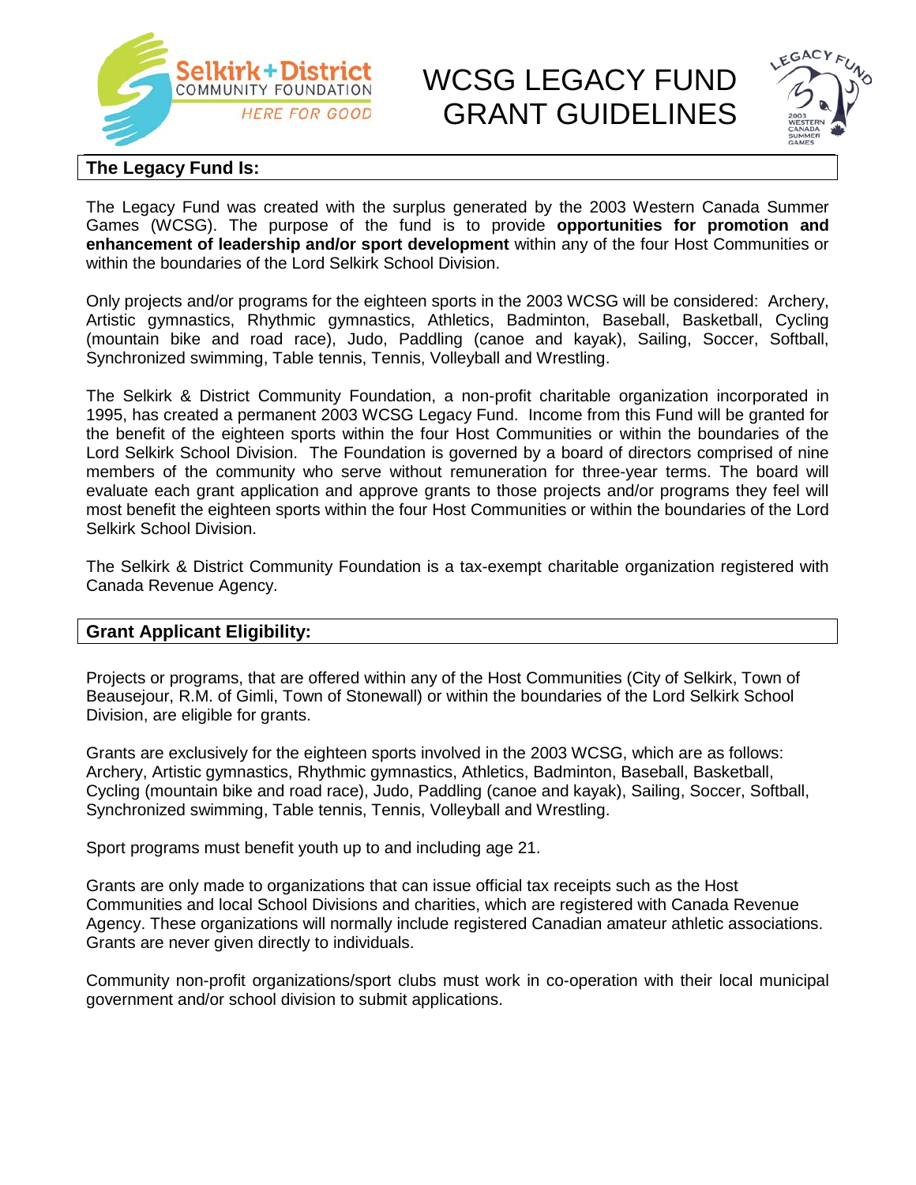# WCSG LEGACY FUND GRANT GUIDELINES

## The Legacy Fund Is:

The Legacy Fund was created with the surplus generated by the 2003 Western Canada Summer Games (WCSG). The purpose of the fund is to provide **opportunities for promotion and enhancement of leadership and/or sport development** within any of the four Host Communities or within the boundaries of the Lord Selkirk School Division.

Only projects and/or programs for the eighteen sports in the 2003 WCSG will be considered: Archery, Artistic gymnastics, Rhythmic gymnastics, Athletics, Badminton, Baseball, Basketball, Cycling (mountain bike and road race), Judo, Paddling (canoe and kayak), Sailing, Soccer, Softball, Synchronized swimming, Table tennis, Tennis, Volleyball and Wrestling.

The Selkirk & District Community Foundation, a non-profit charitable organization incorporated in 1995, has created a permanent 2003 WCSG Legacy Fund. Income from this Fund will be granted for the benefit of the eighteen sports within the four Host Communities or within the boundaries of the Lord Selkirk School Division. The Foundation is governed by a board of directors comprised of nine members of the community who serve without remuneration for three-year terms. The board will evaluate each grant application and approve grants to those projects and/or programs they feel will most benefit the eighteen sports within the four Host Communities or within the boundaries of the Lord Selkirk School Division.

The Selkirk & District Community Foundation is a tax-exempt charitable organization registered with Canada Revenue Agency.

## Grant Applicant Eligibility:

Projects or programs, that are offered within any of the Host Communities (City of Selkirk, Town of Beausejour, R.M. of Gimli, Town of Stonewall) or within the boundaries of the Lord Selkirk School Division, are eligible for grants.

Grants are exclusively for the eighteen sports involved in the 2003 WCSG, which are as follows: Archery, Artistic gymnastics, Rhythmic gymnastics, Athletics, Badminton, Baseball, Basketball, Cycling (mountain bike and road race), Judo, Paddling (canoe and kayak), Sailing, Soccer, Softball, Synchronized swimming, Table tennis, Tennis, Volleyball and Wrestling.

Sport programs must benefit youth up to and including age 21.

Grants are only made to organizations that can issue official tax receipts such as the Host Communities and local School Divisions and charities, which are registered with Canada Revenue Agency. These organizations will normally include registered Canadian amateur athletic associations. Grants are never given directly to individuals.

Community non-profit organizations/sport clubs must work in co-operation with their local municipal government and/or school division to submit applications.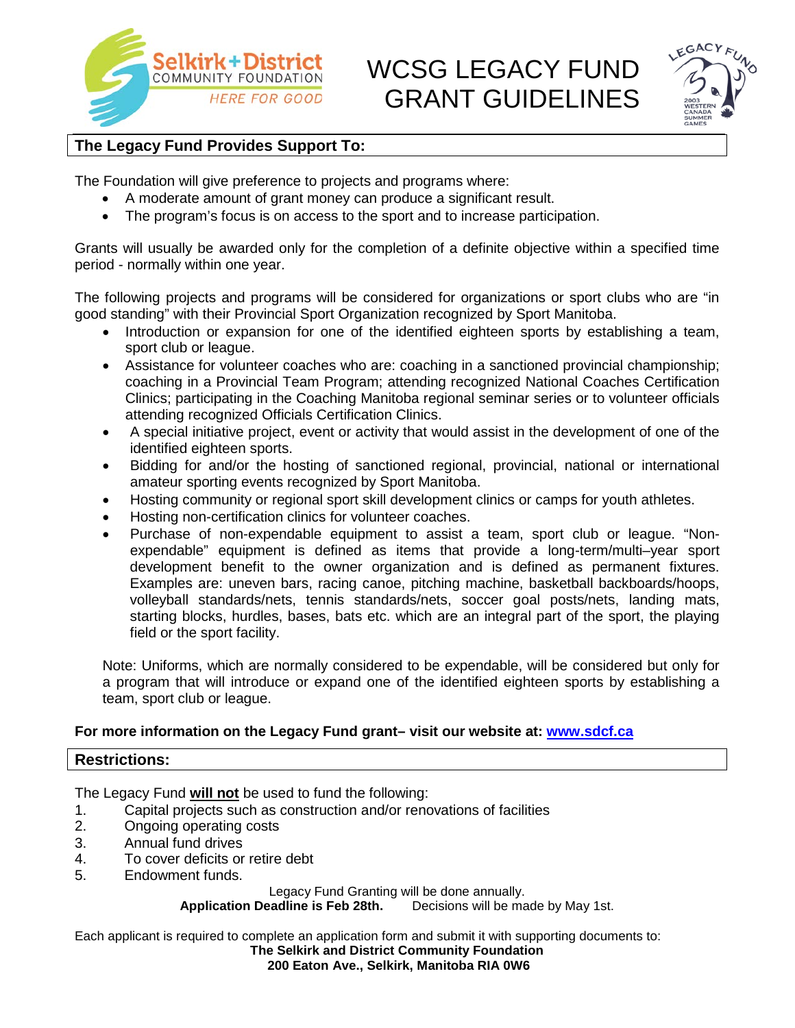# WCSG LEGACY FUND GRANT GUIDELINES

## The Legacy Fund Provides Support To:

The Foundation will give preference to projects and programs where:

- A moderate amount of grant money can produce a significant result.
- The program's focus is on access to the sport and to increase participation.

Grants will usually be awarded only for the completion of a definite objective within a specified time period - normally within one year.

The following projects and programs will be considered for organizations or sport clubs who are "in good standing" with their Provincial Sport Organization recognized by Sport Manitoba.

- Introduction or expansion for one of the identified eighteen sports by establishing a team, sport club or league.
- Assistance for volunteer coaches who are: coaching in a sanctioned provincial championship; coaching in a Provincial Team Program; attending recognized National Coaches Certification Clinics; participating in the Coaching Manitoba regional seminar series or to volunteer officials attending recognized Officials Certification Clinics.
- A special initiative project, event or activity that would assist in the development of one of the identified eighteen sports.
- Bidding for and/or the hosting of sanctioned regional, provincial, national or international amateur sporting events recognized by Sport Manitoba.
- Hosting community or regional sport skill development clinics or camps for youth athletes.
- Hosting non-certification clinics for volunteer coaches.
- Purchase of non-expendable equipment to assist a team, sport club or league. "Non-expendable" equipment is defined as items that provide a long-term/multi–year sport development benefit to the owner organization and is defined as permanent fixtures. Examples are: uneven bars, racing canoe, pitching machine, basketball backboards/hoops, volleyball standards/nets, tennis standards/nets, soccer goal posts/nets, landing mats, starting blocks, hurdles, bases, bats etc. which are an integral part of the sport, the playing field or the sport facility.

Note: Uniforms, which are normally considered to be expendable, will be considered but only for a program that will introduce or expand one of the identified eighteen sports by establishing a team, sport club or league.

**For more information on the Legacy Fund grant– visit our website at: www.sdcf.ca**

## Restrictions:

The Legacy Fund **will not** be used to fund the following:

1. Capital projects such as construction and/or renovations of facilities
2. Ongoing operating costs
3. Annual fund drives
4. To cover deficits or retire debt
5. Endowment funds.

Legacy Fund Granting will be done annually.

**Application Deadline is Feb 28th.** Decisions will be made by May 1st.

Each applicant is required to complete an application form and submit it with supporting documents to:

**The Selkirk and District Community Foundation**
**200 Eaton Ave., Selkirk, Manitoba RIA 0W6**